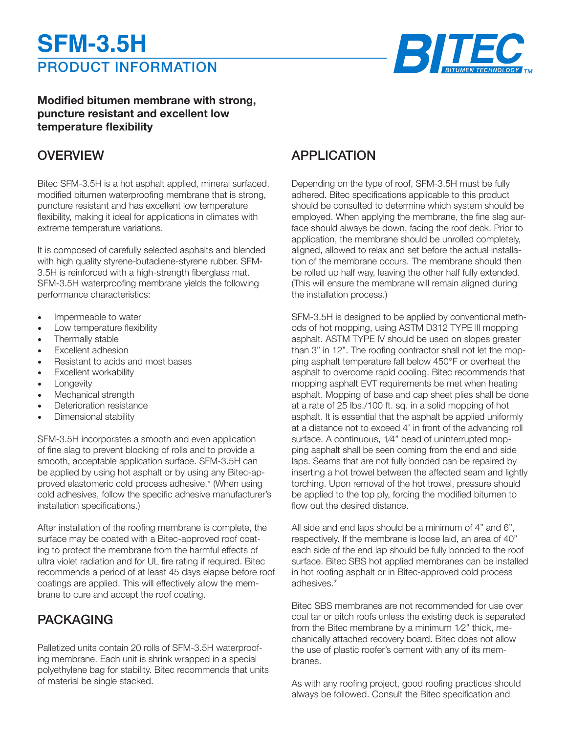# SFM-3.5H

## PRODUCT INFORMATION

**Modified bitumen membrane with strong, puncture resistant and excellent low temperature flexibility**

## OVERVIEW

Bitec SFM-3.5H is a hot asphalt applied, mineral surfaced, modified bitumen waterproofing membrane that is strong, puncture resistant and has excellent low temperature flexibility, making it ideal for applications in climates with extreme temperature variations.

It is composed of carefully selected asphalts and blended with high quality styrene-butadiene-styrene rubber. SFM-3.5H is reinforced with a high-strength fiberglass mat. SFM-3.5H waterproofing membrane yields the following performance characteristics:

- Impermeable to water
- Low temperature flexibility
- Thermally stable
- Excellent adhesion
- Resistant to acids and most bases
- Excellent workability
- Longevity
- Mechanical strength
- Deterioration resistance
- Dimensional stability

SFM-3.5H incorporates a smooth and even application of fine slag to prevent blocking of rolls and to provide a smooth, acceptable application surface. SFM-3.5H can be applied by using hot asphalt or by using any Bitec-approved elastomeric cold process adhesive.* (When using cold adhesives, follow the specific adhesive manufacturer's installation specifications.)

After installation of the roofing membrane is complete, the surface may be coated with a Bitec-approved roof coating to protect the membrane from the harmful effects of ultra violet radiation and for UL fire rating if required. Bitec recommends a period of at least 45 days elapse before roof coatings are applied. This will effectively allow the membrane to cure and accept the roof coating.

## PACKAGING

Palletized units contain 20 rolls of SFM-3.5H waterproofing membrane. Each unit is shrink wrapped in a special polyethylene bag for stability. Bitec recommends that units of material be single stacked.

## APPLICATION

Depending on the type of roof, SFM-3.5H must be fully adhered. Bitec specifications applicable to this product should be consulted to determine which system should be employed. When applying the membrane, the fine slag surface should always be down, facing the roof deck. Prior to application, the membrane should be unrolled completely, aligned, allowed to relax and set before the actual installation of the membrane occurs. The membrane should then be rolled up half way, leaving the other half fully extended. (This will ensure the membrane will remain aligned during the installation process.)

SFM-3.5H is designed to be applied by conventional methods of hot mopping, using ASTM D312 TYPE lll mopping asphalt. ASTM TYPE IV should be used on slopes greater than 3" in 12". The roofing contractor shall not let the mopping asphalt temperature fall below 450°F or overheat the asphalt to overcome rapid cooling. Bitec recommends that mopping asphalt EVT requirements be met when heating asphalt. Mopping of base and cap sheet plies shall be done at a rate of 25 lbs./100 ft. sq. in a solid mopping of hot asphalt. It is essential that the asphalt be applied uniformly at a distance not to exceed 4' in front of the advancing roll surface. A continuous, 1⁄4" bead of uninterrupted mopping asphalt shall be seen coming from the end and side laps. Seams that are not fully bonded can be repaired by inserting a hot trowel between the affected seam and lightly torching. Upon removal of the hot trowel, pressure should be applied to the top ply, forcing the modified bitumen to flow out the desired distance.

All side and end laps should be a minimum of 4" and 6", respectively. If the membrane is loose laid, an area of 40" each side of the end lap should be fully bonded to the roof surface. Bitec SBS hot applied membranes can be installed in hot roofing asphalt or in Bitec-approved cold process adhesives.*

Bitec SBS membranes are not recommended for use over coal tar or pitch roofs unless the existing deck is separated from the Bitec membrane by a minimum 1⁄2" thick, mechanically attached recovery board. Bitec does not allow the use of plastic roofer's cement with any of its membranes.

As with any roofing project, good roofing practices should always be followed. Consult the Bitec specification and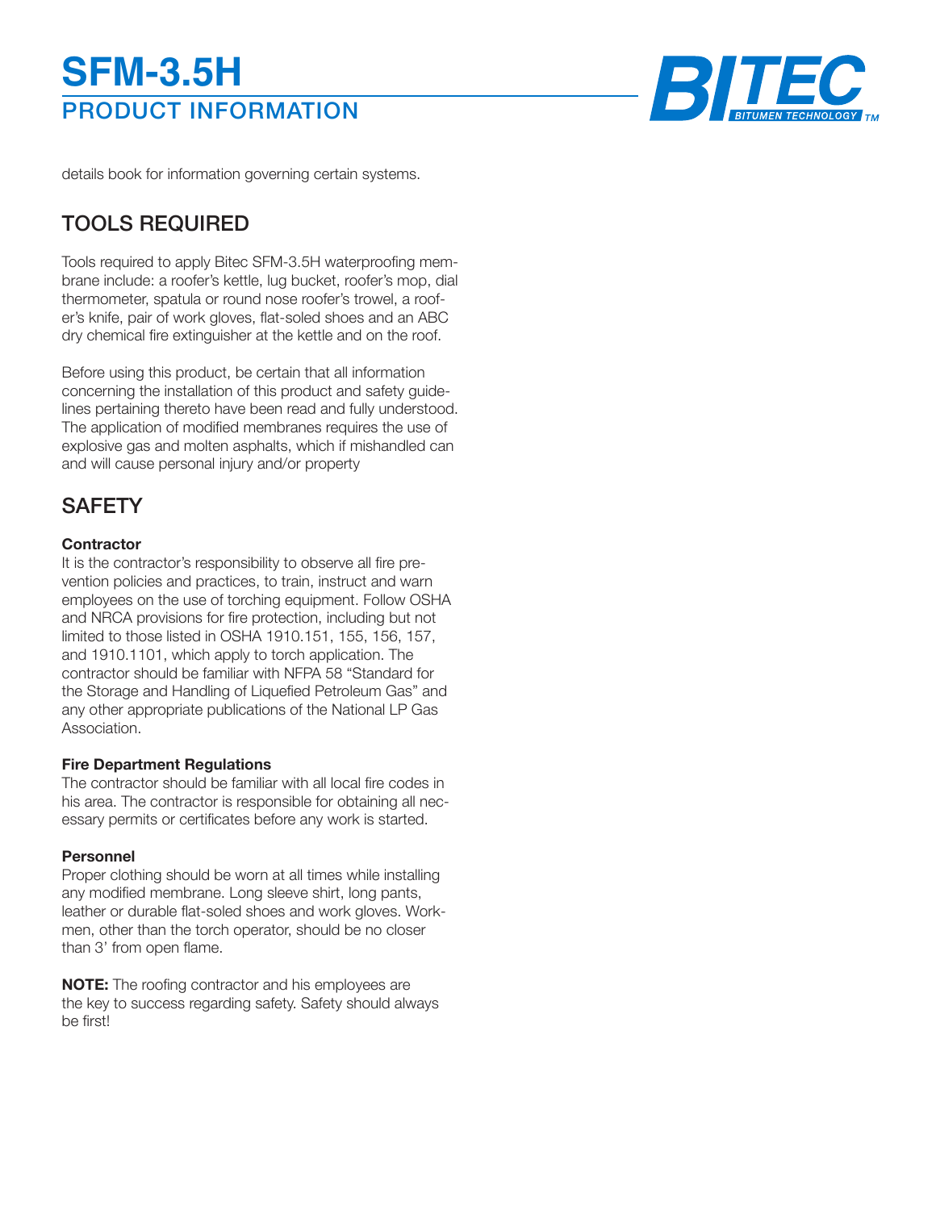details book for information governing certain systems.

## TOOLS REQUIRED

Tools required to apply Bitec SFM-3.5H waterproofing membrane include: a roofer's kettle, lug bucket, roofer's mop, dial thermometer, spatula or round nose roofer's trowel, a roofer's knife, pair of work gloves, flat-soled shoes and an ABC dry chemical fire extinguisher at the kettle and on the roof.

Before using this product, be certain that all information concerning the installation of this product and safety guidelines pertaining thereto have been read and fully understood. The application of modified membranes requires the use of explosive gas and molten asphalts, which if mishandled can and will cause personal injury and/or property

## SAFETY

**Contractor**
It is the contractor's responsibility to observe all fire prevention policies and practices, to train, instruct and warn employees on the use of torching equipment. Follow OSHA and NRCA provisions for fire protection, including but not limited to those listed in OSHA 1910.151, 155, 156, 157, and 1910.1101, which apply to torch application. The contractor should be familiar with NFPA 58 "Standard for the Storage and Handling of Liquefied Petroleum Gas" and any other appropriate publications of the National LP Gas Association.

**Fire Department Regulations**
The contractor should be familiar with all local fire codes in his area. The contractor is responsible for obtaining all necessary permits or certificates before any work is started.

**Personnel**
Proper clothing should be worn at all times while installing any modified membrane. Long sleeve shirt, long pants, leather or durable flat-soled shoes and work gloves. Workmen, other than the torch operator, should be no closer than 3' from open flame.

**NOTE:** The roofing contractor and his employees are the key to success regarding safety. Safety should always be first!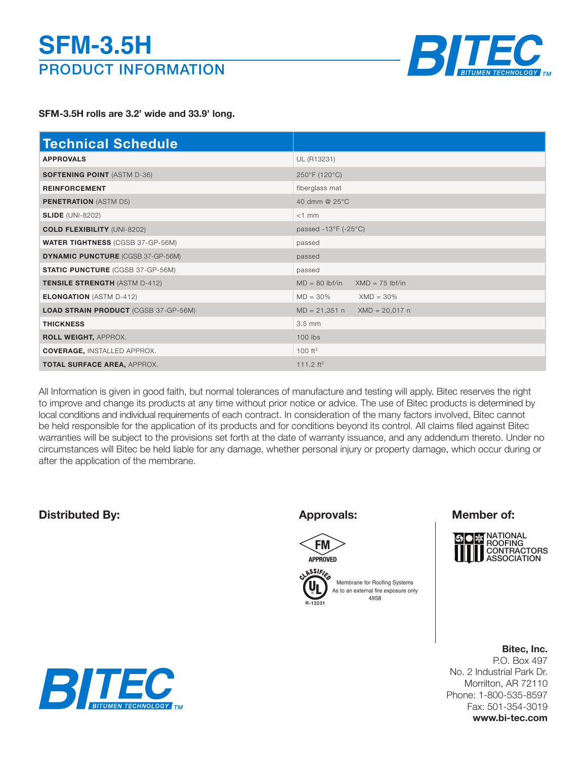# SFM-3.5H

## PRODUCT INFORMATION

**SFM-3.5H rolls are 3.2' wide and 33.9' long.**

| Technical Schedule | |
|---|---|
| **APPROVALS** | UL (R13231) |
| **SOFTENING POINT** (ASTM D-36) | 250°F (120°C) |
| **REINFORCEMENT** | fiberglass mat |
| **PENETRATION** (ASTM D5) | 40 dmm @ 25°C |
| **SLIDE** (UNI-8202) | <1 mm |
| **COLD FLEXIBILITY** (UNI-8202) | passed -13°F (-25°C) |
| **WATER TIGHTNESS** (CGSB 37-GP-56M) | passed |
| **DYNAMIC PUNCTURE** (CGSB 37-GP-56M) | passed |
| **STATIC PUNCTURE** (CGSB 37-GP-56M) | passed |
| **TENSILE STRENGTH** (ASTM D-412) | MD = 80 lbf/in XMD = 75 lbf/in |
| **ELONGATION** (ASTM D-412) | MD = 30% XMD = 30% |
| **LOAD STRAIN PRODUCT** (CGSB 37-GP-56M) | MD = 21,351 n XMD = 20,017 n |
| **THICKNESS** | 3.5 mm |
| **ROLL WEIGHT,** APPROX. | 100 lbs |
| **COVERAGE,** INSTALLED APPROX. | 100 $ft^2$ |
| **TOTAL SURFACE AREA,** APPROX. | 111.2 $ft^2$ |

All Information is given in good faith, but normal tolerances of manufacture and testing will apply. Bitec reserves the right to improve and change its products at any time without prior notice or advice. The use of Bitec products is determined by local conditions and individual requirements of each contract. In consideration of the many factors involved, Bitec cannot be held responsible for the application of its products and for conditions beyond its control. All claims filed against Bitec warranties will be subject to the provisions set forth at the date of warranty issuance, and any addendum thereto. Under no circumstances will Bitec be held liable for any damage, whether personal injury or property damage, which occur during or after the application of the membrane.

**Distributed By:**

**Approvals:**

FM APPROVED

CLASSIFIED UL R-13231

Membrane for Roofing Systems
As to an external fire exposure only
49S8

**Member of:**

NATIONAL ROOFING CONTRACTORS ASSOCIATION

**Bitec, Inc.**
P.O. Box 497
No. 2 Industrial Park Dr.
Morrilton, AR 72110
Phone: 1-800-535-8597
Fax: 501-354-3019
**www.bi-tec.com**